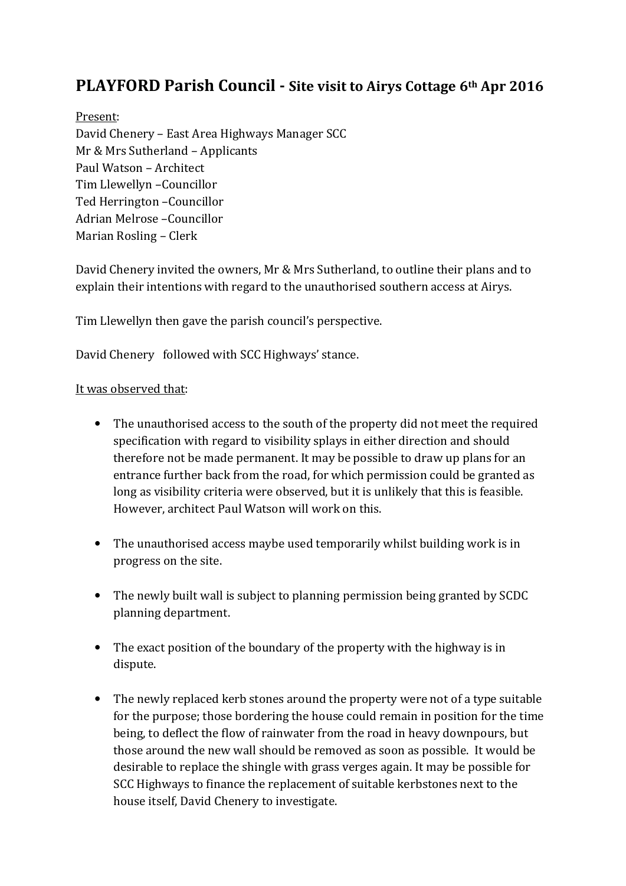# PLAYFORD Parish Council - Site visit to Airys Cottage 6th Apr 2016

Present:
David Chenery – East Area Highways Manager SCC
Mr & Mrs Sutherland – Applicants
Paul Watson – Architect
Tim Llewellyn –Councillor
Ted Herrington –Councillor
Adrian Melrose –Councillor
Marian Rosling – Clerk

David Chenery invited the owners, Mr & Mrs Sutherland, to outline their plans and to explain their intentions with regard to the unauthorised southern access at Airys.

Tim Llewellyn then gave the parish council's perspective.

David Chenery followed with SCC Highways' stance.

It was observed that:

- The unauthorised access to the south of the property did not meet the required specification with regard to visibility splays in either direction and should therefore not be made permanent. It may be possible to draw up plans for an entrance further back from the road, for which permission could be granted as long as visibility criteria were observed, but it is unlikely that this is feasible. However, architect Paul Watson will work on this.

- The unauthorised access maybe used temporarily whilst building work is in progress on the site.

- The newly built wall is subject to planning permission being granted by SCDC planning department.

- The exact position of the boundary of the property with the highway is in dispute.

- The newly replaced kerb stones around the property were not of a type suitable for the purpose; those bordering the house could remain in position for the time being, to deflect the flow of rainwater from the road in heavy downpours, but those around the new wall should be removed as soon as possible. It would be desirable to replace the shingle with grass verges again. It may be possible for SCC Highways to finance the replacement of suitable kerbstones next to the house itself, David Chenery to investigate.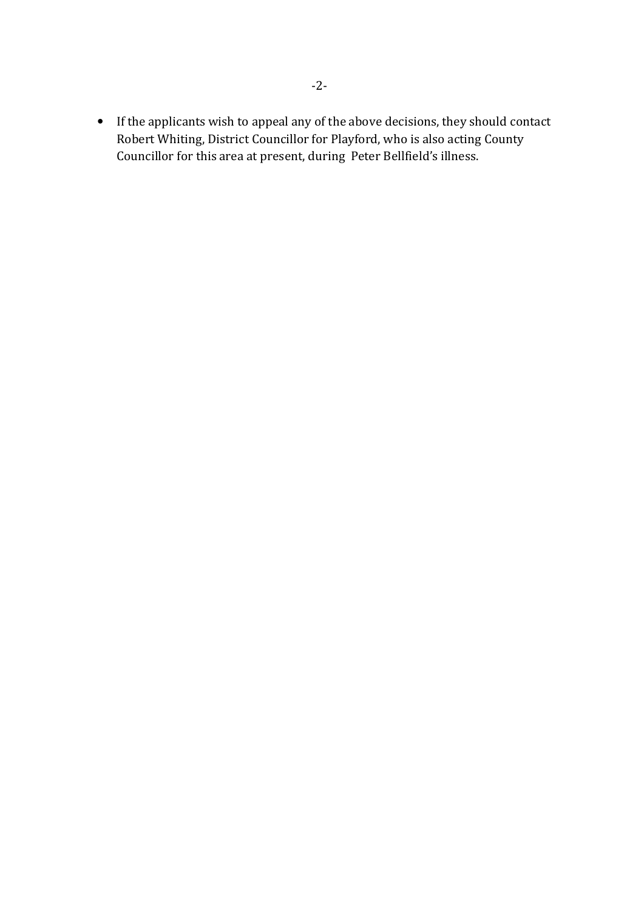- If the applicants wish to appeal any of the above decisions, they should contact Robert Whiting, District Councillor for Playford, who is also acting County Councillor for this area at present, during Peter Bellfield's illness.